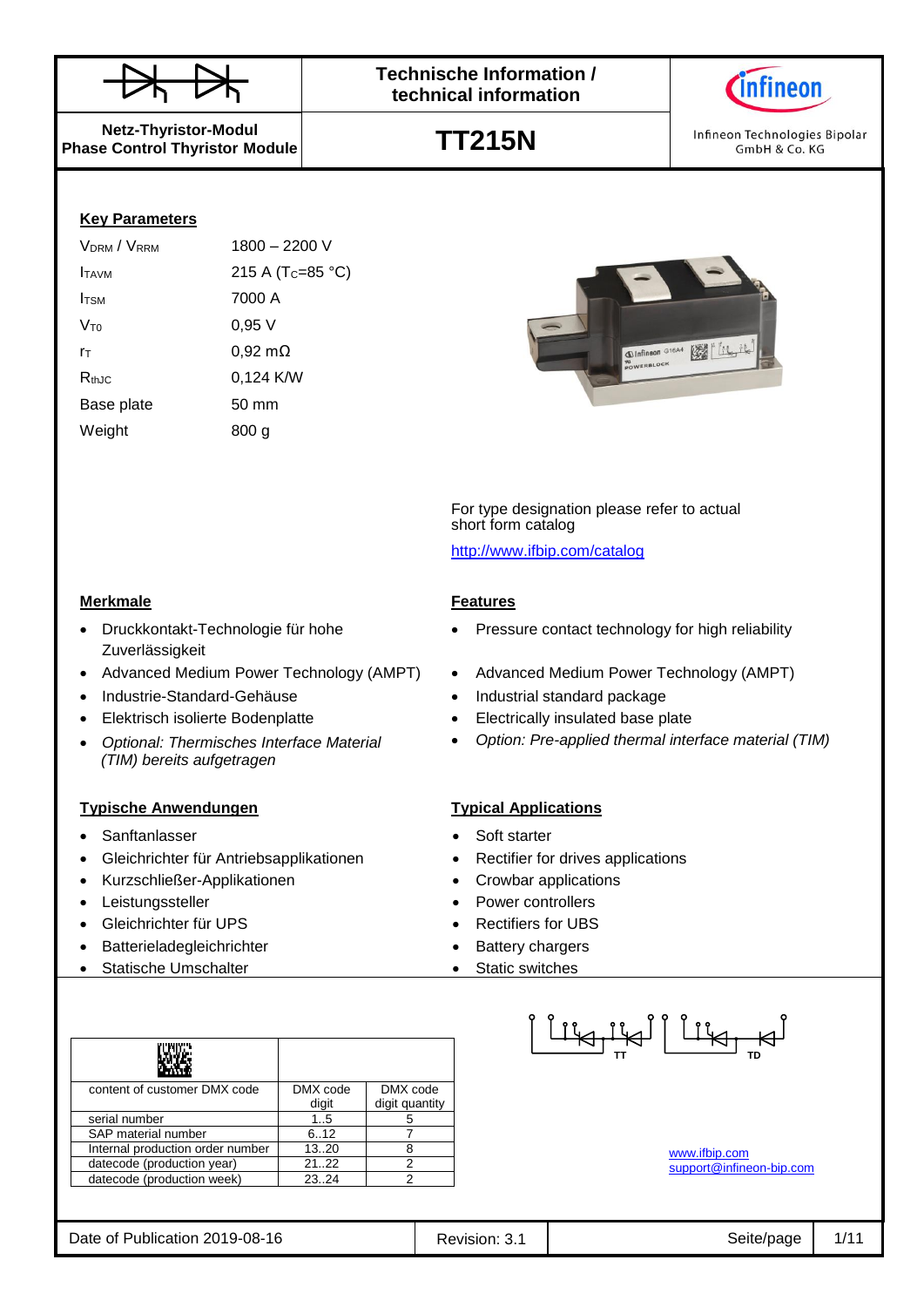**Technische Information / technical information**

**Netz-Thyristor-Modul**
**Phase Control Thyristor Module**

# TT215N

Infineon Technologies Bipolar GmbH & Co. KG

## Key Parameters

| | |
|---|---|
| $V_{DRM}$ / $V_{RRM}$ | 1800 – 2200 V |
| $I_{TAVM}$ | 215 A ($T_C$=85 °C) |
| $I_{TSM}$ | 7000 A |
| $V_{T0}$ | 0,95 V |
| $r_T$ | 0,92 mΩ |
| $R_{thJC}$ | 0,124 K/W |
| Base plate | 50 mm |
| Weight | 800 g |

For type designation please refer to actual short form catalog

http://www.ifbip.com/catalog

## Merkmale

- Druckkontakt-Technologie für hohe Zuverlässigkeit
- Advanced Medium Power Technology (AMPT)
- Industrie-Standard-Gehäuse
- Elektrisch isolierte Bodenplatte
- *Optional: Thermisches Interface Material (TIM) bereits aufgetragen*

## Features

- Pressure contact technology for high reliability
- Advanced Medium Power Technology (AMPT)
- Industrial standard package
- Electrically insulated base plate
- *Option: Pre-applied thermal interface material (TIM)*

## Typische Anwendungen

- Sanftanlasser
- Gleichrichter für Antriebsapplikationen
- Kurzschließer-Applikationen
- Leistungssteller
- Gleichrichter für UPS
- Batterieladegleichrichter
- Statische Umschalter

## Typical Applications

- Soft starter
- Rectifier for drives applications
- Crowbar applications
- Power controllers
- Rectifiers for UBS
- Battery chargers
- Static switches

| content of customer DMX code | DMX code digit | DMX code digit quantity |
|---|---|---|
| serial number | 1..5 | 5 |
| SAP material number | 6..12 | 7 |
| Internal production order number | 13..20 | 8 |
| datecode (production year) | 21..22 | 2 |
| datecode (production week) | 23..24 | 2 |

TT TD

www.ifbip.com
support@infineon-bip.com

Date of Publication 2019-08-16 | Revision: 3.1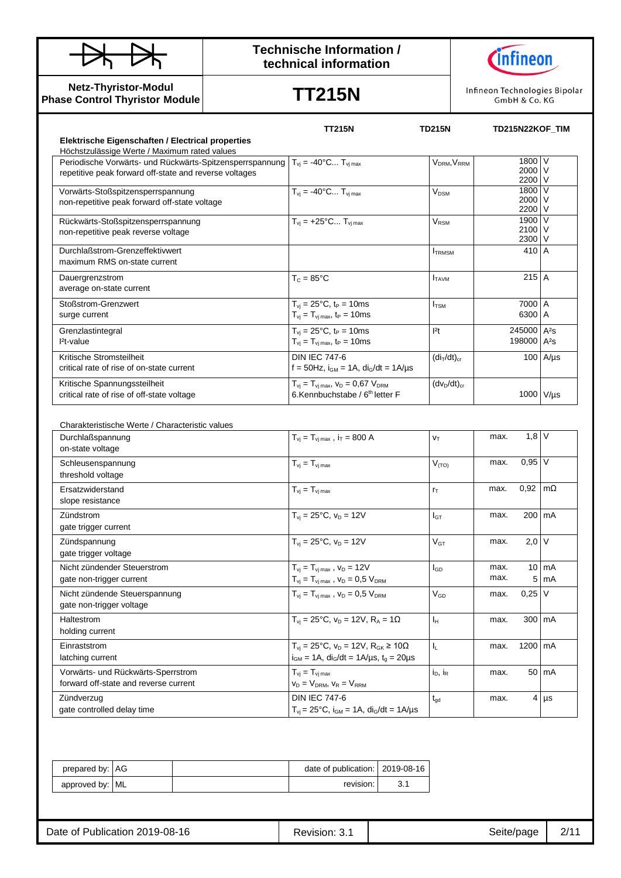Technische Information / technical information

**Netz-Thyristor-Modul**
**Phase Control Thyristor Module**

# TT215N

Infineon Technologies Bipolar GmbH & Co. KG

TT215N | TD215N | TD215N22KOF_TIM

## Elektrische Eigenschaften / Electrical properties

Höchstzulässige Werte / Maximum rated values

| Parameter | Conditions | Symbol | Value | Unit |
|---|---|---|---|---|
| Periodische Vorwärts- und Rückwärts-Spitzensperrspannung<br>repetitive peak forward off-state and reverse voltages | $T_{vj}$ = -40°C... $T_{vj\,max}$ | $V_{DRM}$, $V_{RRM}$ | 1800<br>2000<br>2200 | V<br>V<br>V |
| Vorwärts-Stoßspitzensperrspannung<br>non-repetitive peak forward off-state voltage | $T_{vj}$ = -40°C... $T_{vj\,max}$ | $V_{DSM}$ | 1800<br>2000<br>2200 | V<br>V<br>V |
| Rückwärts-Stoßspitzensperrspannung<br>non-repetitive peak reverse voltage | $T_{vj}$ = +25°C... $T_{vj\,max}$ | $V_{RSM}$ | 1900<br>2100<br>2300 | V<br>V<br>V |
| Durchlaßstrom-Grenzeffektivwert<br>maximum RMS on-state current | | $I_{TRMSM}$ | 410 | A |
| Dauergrenzstrom<br>average on-state current | $T_C$ = 85°C | $I_{TAVM}$ | 215 | A |
| Stoßstrom-Grenzwert<br>surge current | $T_{vj}$ = 25°C, $t_P$ = 10ms<br>$T_{vj}$ = $T_{vj\,max}$, $t_P$ = 10ms | $I_{TSM}$ | 7000<br>6300 | A<br>A |
| Grenzlastintegral<br>$I^2t$-value | $T_{vj}$ = 25°C, $t_P$ = 10ms<br>$T_{vj}$ = $T_{vj\,max}$, $t_P$ = 10ms | $I^2t$ | 245000<br>198000 | $A^2s$<br>$A^2s$ |
| Kritische Stromsteilheit<br>critical rate of rise of on-state current | DIN IEC 747-6<br>f = 50Hz, $i_{GM}$ = 1A, $di_G/dt$ = 1A/µs | $(di_T/dt)_{cr}$ | 100 | A/µs |
| Kritische Spannungssteilheit<br>critical rate of rise of off-state voltage | $T_{vj}$ = $T_{vj\,max}$, $v_D$ = 0,67 $V_{DRM}$<br>6.Kennbuchstabe / 6th letter F | $(dv_D/dt)_{cr}$ | 1000 | V/µs |

Charakteristische Werte / Characteristic values

| Parameter | Conditions | Symbol | | Value | Unit |
|---|---|---|---|---|---|
| Durchlaßspannung<br>on-state voltage | $T_{vj}$ = $T_{vj\,max}$ , $i_T$ = 800 A | $v_T$ | max. | 1,8 | V |
| Schleusenspannung<br>threshold voltage | $T_{vj}$ = $T_{vj\,max}$ | $V_{(TO)}$ | max. | 0,95 | V |
| Ersatzwiderstand<br>slope resistance | $T_{vj}$ = $T_{vj\,max}$ | $r_T$ | max. | 0,92 | mΩ |
| Zündstrom<br>gate trigger current | $T_{vj}$ = 25°C, $v_D$ = 12V | $I_{GT}$ | max. | 200 | mA |
| Zündspannung<br>gate trigger voltage | $T_{vj}$ = 25°C, $v_D$ = 12V | $V_{GT}$ | max. | 2,0 | V |
| Nicht zündender Steuerstrom<br>gate non-trigger current | $T_{vj}$ = $T_{vj\,max}$ , $v_D$ = 12V<br>$T_{vj}$ = $T_{vj\,max}$ , $v_D$ = 0,5 $V_{DRM}$ | $I_{GD}$ | max.<br>max. | 10<br>5 | mA<br>mA |
| Nicht zündende Steuerspannung<br>gate non-trigger voltage | $T_{vj}$ = $T_{vj\,max}$ , $v_D$ = 0,5 $V_{DRM}$ | $V_{GD}$ | max. | 0,25 | V |
| Haltestrom<br>holding current | $T_{vj}$ = 25°C, $v_D$ = 12V, $R_A$ = 1Ω | $I_H$ | max. | 300 | mA |
| Einraststrom<br>latching current | $T_{vj}$ = 25°C, $v_D$ = 12V, $R_{GK}$ ≥ 10Ω<br>$i_{GM}$ = 1A, $di_G/dt$ = 1A/µs, $t_g$ = 20µs | $I_L$ | max. | 1200 | mA |
| Vorwärts- und Rückwärts-Sperrstrom<br>forward off-state and reverse current | $T_{vj}$ = $T_{vj\,max}$<br>$v_D$ = $V_{DRM}$, $v_R$ = $V_{RRM}$ | $i_D$, $i_R$ | max. | 50 | mA |
| Zündverzug<br>gate controlled delay time | DIN IEC 747-6<br>$T_{vj}$ = 25°C, $i_{GM}$ = 1A, $di_G/dt$ = 1A/µs | $t_{gd}$ | max. | 4 | µs |

| prepared by: | AG | | date of publication: | 2019-08-16 |
|---|---|---|---|---|
| approved by: | ML | | revision: | 3.1 |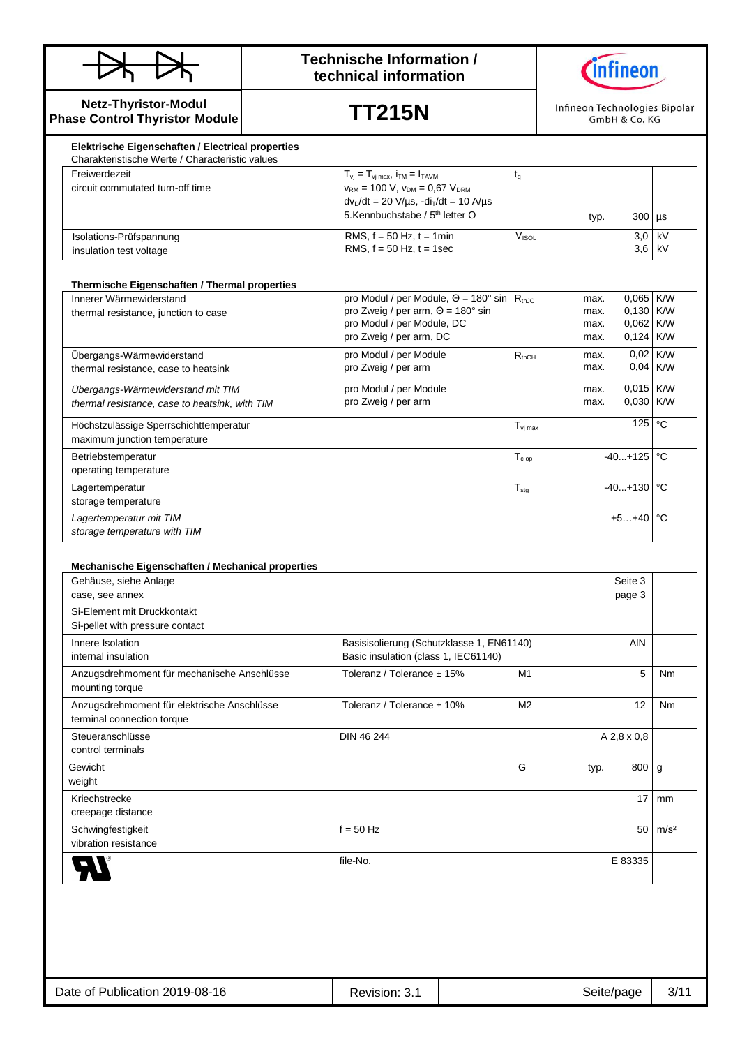Technische Information / technical information

Netz-Thyristor-Modul
Phase Control Thyristor Module

# TT215N

Infineon Technologies Bipolar GmbH & Co. KG

## Elektrische Eigenschaften / Electrical properties

Charakteristische Werte / Characteristic values

| | | | | | |
|---|---|---|---|---|---|
| Freiwerdezeit<br>circuit commutated turn-off time | $T_{vj} = T_{vj\,max}$, $i_{TM} = I_{TAVM}$<br>$v_{RM} = 100$ V, $v_{DM} = 0{,}67\ V_{DRM}$<br>$dv_D/dt = 20$ V/µs, $-di_T/dt = 10$ A/µs<br>5.Kennbuchstabe / 5th letter O | $t_q$ | typ. | 300 | µs |
| Isolations-Prüfspannung<br>insulation test voltage | RMS, f = 50 Hz, t = 1min<br>RMS, f = 50 Hz, t = 1sec | $V_{ISOL}$ | | 3,0<br>3,6 | kV<br>kV |

## Thermische Eigenschaften / Thermal properties

| | | | | | |
|---|---|---|---|---|---|
| Innerer Wärmewiderstand<br>thermal resistance, junction to case | pro Modul / per Module, Θ = 180° sin<br>pro Zweig / per arm, Θ = 180° sin<br>pro Modul / per Module, DC<br>pro Zweig / per arm, DC | $R_{thJC}$ | max.<br>max.<br>max.<br>max. | 0,065<br>0,130<br>0,062<br>0,124 | K/W<br>K/W<br>K/W<br>K/W |
| Übergangs-Wärmewiderstand<br>thermal resistance, case to heatsink | pro Modul / per Module<br>pro Zweig / per arm | $R_{thCH}$ | max.<br>max. | 0,02<br>0,04 | K/W<br>K/W |
| *Übergangs-Wärmewiderstand mit TIM*<br>*thermal resistance, case to heatsink, with TIM* | pro Modul / per Module<br>pro Zweig / per arm | | max.<br>max. | 0,015<br>0,030 | K/W<br>K/W |
| Höchstzulässige Sperrschichttemperatur<br>maximum junction temperature | | $T_{vj\,max}$ | | 125 | °C |
| Betriebstemperatur<br>operating temperature | | $T_{c\,op}$ | | -40...+125 | °C |
| Lagertemperatur<br>storage temperature | | $T_{stg}$ | | -40...+130 | °C |
| *Lagertemperatur mit TIM*<br>*storage temperature with TIM* | | | | +5…+40 | °C |

## Mechanische Eigenschaften / Mechanical properties

| | | | | | |
|---|---|---|---|---|---|
| Gehäuse, siehe Anlage<br>case, see annex | | | | Seite 3<br>page 3 | |
| Si-Element mit Druckkontakt<br>Si-pellet with pressure contact | | | | | |
| Innere Isolation<br>internal insulation | Basisisolierung (Schutzklasse 1, EN61140)<br>Basic insulation (class 1, IEC61140) | | | AlN | |
| Anzugsdrehmoment für mechanische Anschlüsse<br>mounting torque | Toleranz / Tolerance ± 15% | M1 | | 5 | Nm |
| Anzugsdrehmoment für elektrische Anschlüsse<br>terminal connection torque | Toleranz / Tolerance ± 10% | M2 | | 12 | Nm |
| Steueranschlüsse<br>control terminals | DIN 46 244 | | | A 2,8 x 0,8 | |
| Gewicht<br>weight | | G | typ. | 800 | g |
| Kriechstrecke<br>creepage distance | | | | 17 | mm |
| Schwingfestigkeit<br>vibration resistance | f = 50 Hz | | | 50 | m/s² |
| UL® | file-No. | | | E 83335 | |

Date of Publication 2019-08-16 | Revision: 3.1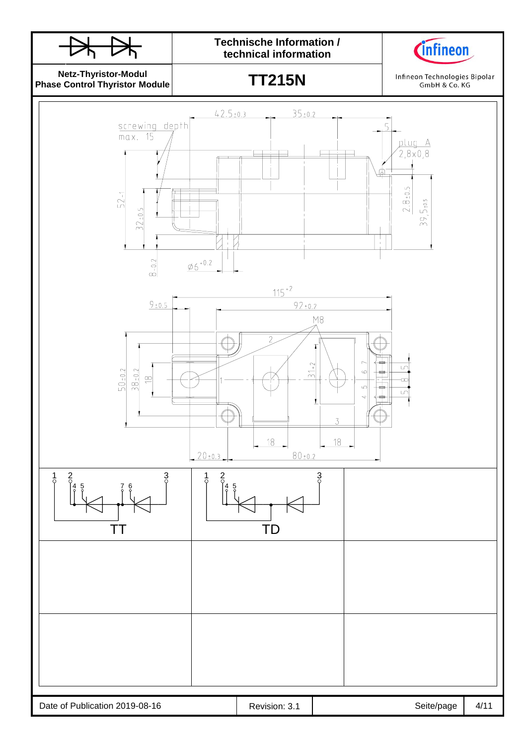screwing depth max. 15

42.5±0.3

35±0.2

5

plug A 2,8x0,8

52-1

32±0.5

2.8±0.5

39.5±0.5

8-0.2

Ø6+0.2

115+2

9±0.5

92±0.2

M8

2

50±0.2

38±0.2

18

31+2

7

6

5

4

5

8

5

1

3

18

18

20±0.3

80±0.2

1 2 4 5 7 6 3

TT

1 2 4 5 3

TD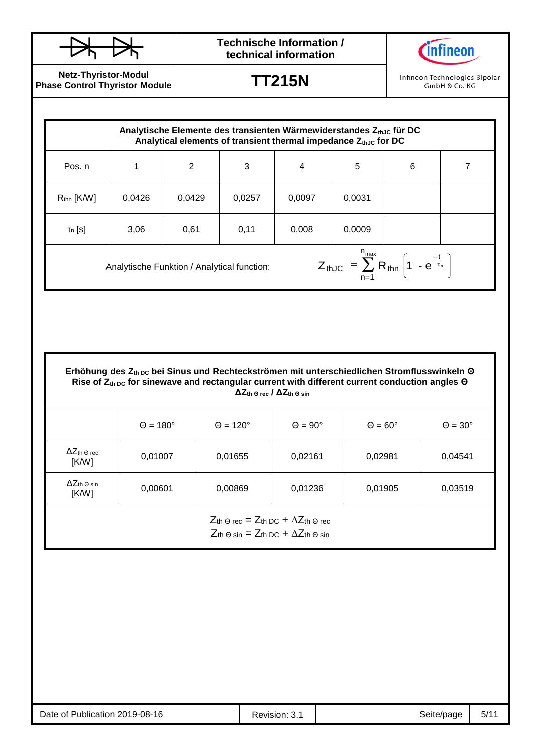## Analytische Elemente des transienten Wärmewiderstandes $Z_{thJC}$ für DC
## Analytical elements of transient thermal impedance $Z_{thJC}$ for DC

| Pos. n | 1 | 2 | 3 | 4 | 5 | 6 | 7 |
|---|---|---|---|---|---|---|---|
| $R_{thn}$ [K/W] | 0,0426 | 0,0429 | 0,0257 | 0,0097 | 0,0031 | | |
| $\tau_n$ [s] | 3,06 | 0,61 | 0,11 | 0,008 | 0,0009 | | |

Analytische Funktion / Analytical function:

$$Z_{thJC} = \sum_{n=1}^{n_{max}} R_{thn} \left(1 - e^{\frac{-t}{\tau_n}}\right)$$

## Erhöhung des $Z_{th\,DC}$ bei Sinus und Rechteckströmen mit unterschiedlichen Stromflusswinkeln Θ
## Rise of $Z_{th\,DC}$ for sinewave and rectangular current with different current conduction angles Θ
## $\Delta Z_{th\,\Theta\,rec}$ / $\Delta Z_{th\,\Theta\,sin}$

| | Θ = 180° | Θ = 120° | Θ = 90° | Θ = 60° | Θ = 30° |
|---|---|---|---|---|---|
| $\Delta Z_{th\,\Theta\,rec}$ [K/W] | 0,01007 | 0,01655 | 0,02161 | 0,02981 | 0,04541 |
| $\Delta Z_{th\,\Theta\,sin}$ [K/W] | 0,00601 | 0,00869 | 0,01236 | 0,01905 | 0,03519 |

$$Z_{th\,\Theta\,rec} = Z_{th\,DC} + \Delta Z_{th\,\Theta\,rec}$$
$$Z_{th\,\Theta\,sin} = Z_{th\,DC} + \Delta Z_{th\,\Theta\,sin}$$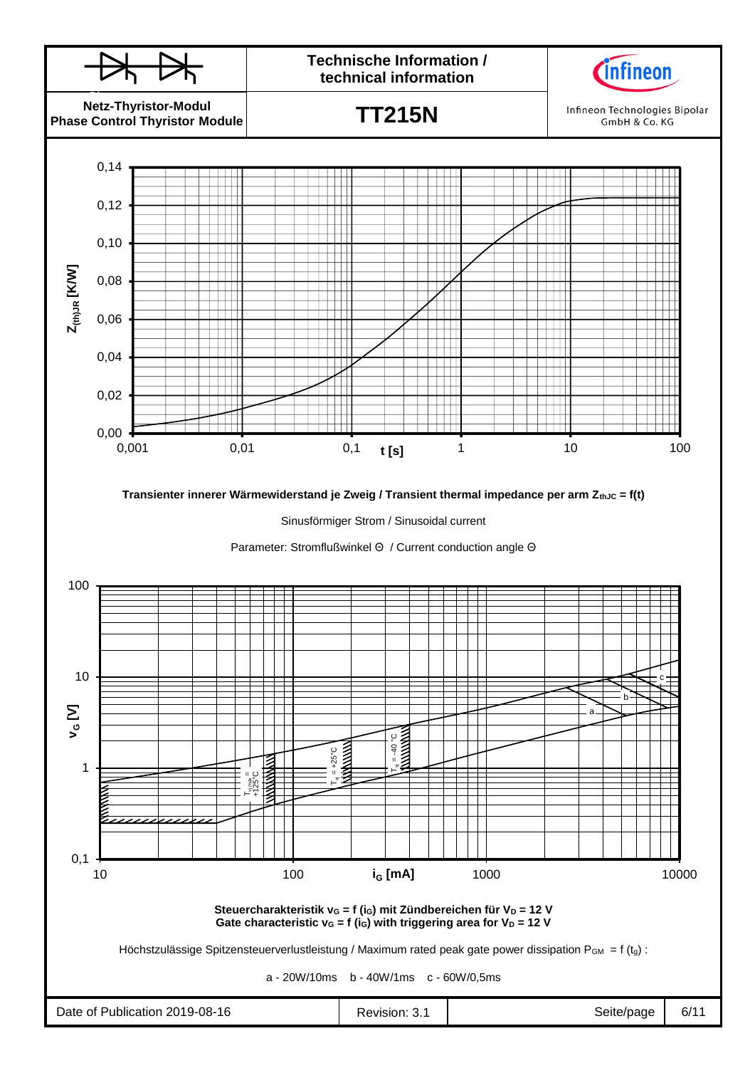**Netz-Thyristor-Modul**
**Phase Control Thyristor Module**

# TT215N

Technische Information / technical information

Infineon Technologies Bipolar GmbH & Co. KG

**Transienter innerer Wärmewiderstand je Zweig / Transient thermal impedance per arm $Z_{thJC} = f(t)$**

Sinusförmiger Strom / Sinusoidal current

Parameter: Stromflußwinkel Θ / Current conduction angle Θ

**Steuercharakteristik $v_G = f(i_G)$ mit Zündbereichen für $V_D = 12$ V**
**Gate characteristic $v_G = f(i_G)$ with triggering area for $V_D = 12$ V**

Höchstzulässige Spitzensteuerverlustleistung / Maximum rated peak gate power dissipation $P_{GM} = f(t_g)$ :

a - 20W/10ms  b - 40W/1ms  c - 60W/0,5ms

Date of Publication 2019-08-16 | Revision: 3.1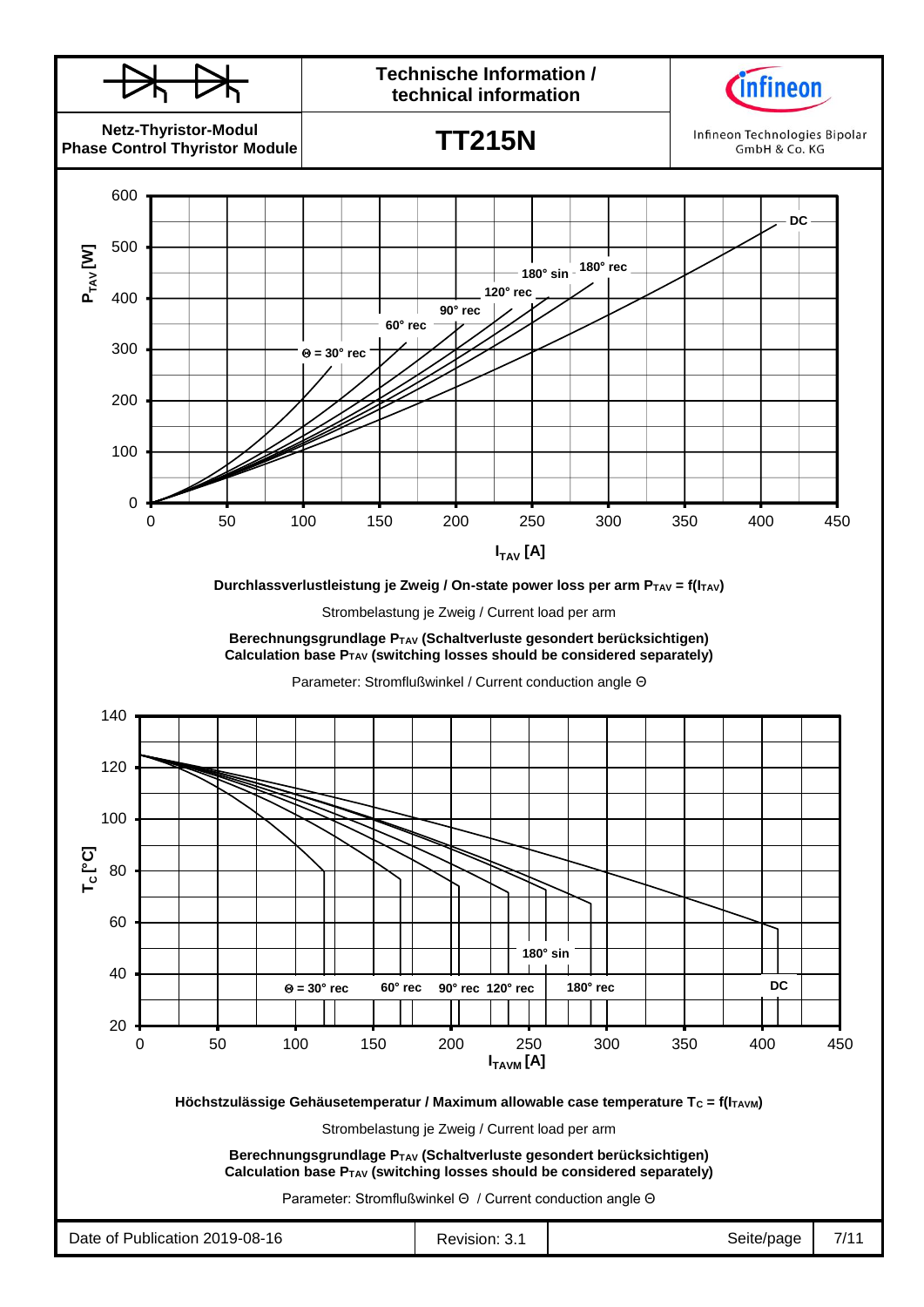Durchlassverlustleistung je Zweig / On-state power loss per arm $P_{TAV} = f(I_{TAV})$

Strombelastung je Zweig / Current load per arm

**Berechnungsgrundlage $P_{TAV}$ (Schaltverluste gesondert berücksichtigen)**
**Calculation base $P_{TAV}$ (switching losses should be considered separately)**

Parameter: Stromflußwinkel / Current conduction angle Θ

Höchstzulässige Gehäusetemperatur / Maximum allowable case temperature $T_C = f(I_{TAVM})$

Strombelastung je Zweig / Current load per arm

**Berechnungsgrundlage $P_{TAV}$ (Schaltverluste gesondert berücksichtigen)**
**Calculation base $P_{TAV}$ (switching losses should be considered separately)**

Parameter: Stromflußwinkel Θ / Current conduction angle Θ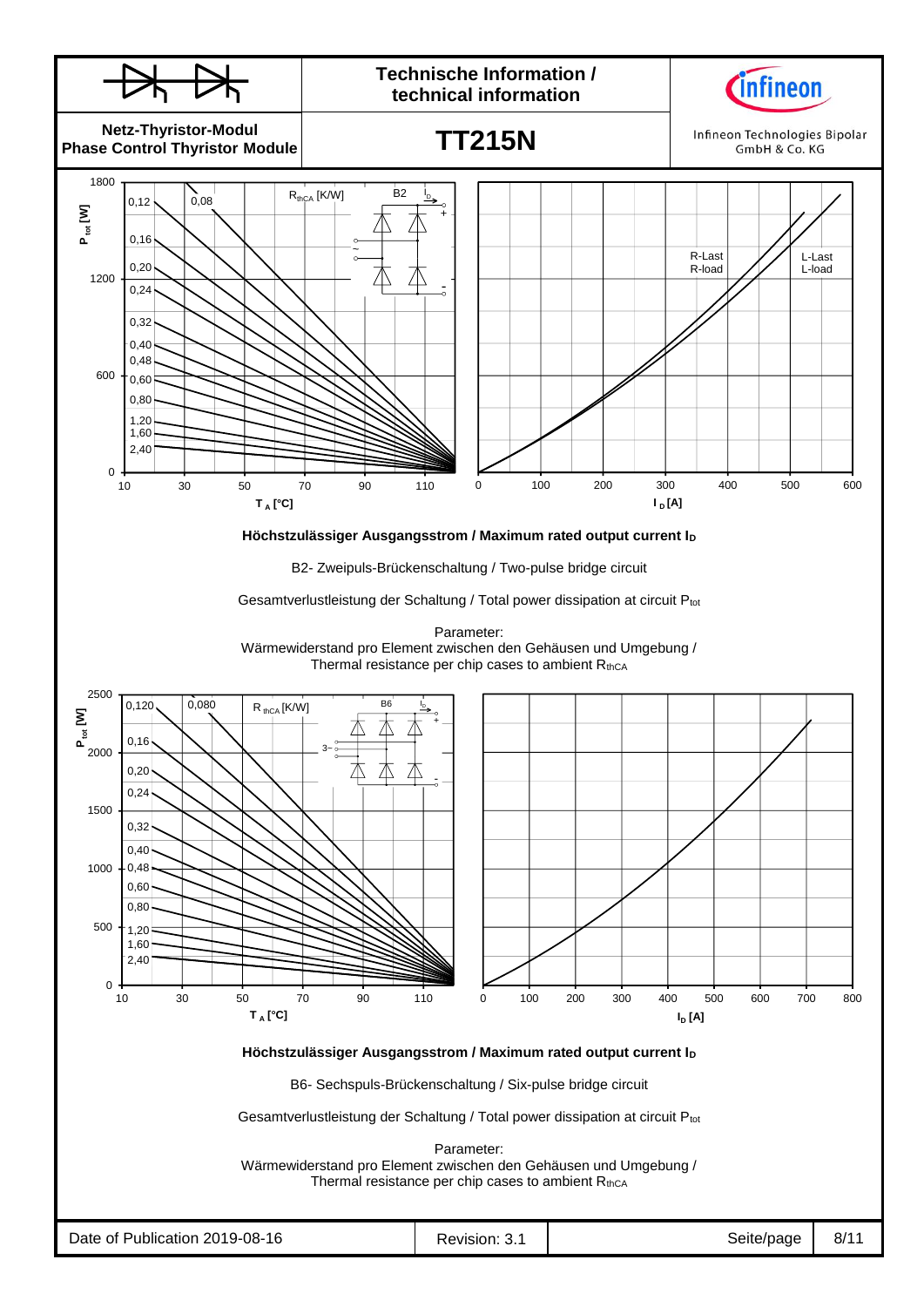**Technische Information / technical information**

**Netz-Thyristor-Modul**
**Phase Control Thyristor Module**

# TT215N

Infineon Technologies Bipolar GmbH & Co. KG

**Höchstzulässiger Ausgangsstrom / Maximum rated output current $I_D$**

B2- Zweipuls-Brückenschaltung / Two-pulse bridge circuit

Gesamtverlustleistung der Schaltung / Total power dissipation at circuit $P_{tot}$

Parameter:
Wärmewiderstand pro Element zwischen den Gehäusen und Umgebung /
Thermal resistance per chip cases to ambient $R_{thCA}$

**Höchstzulässiger Ausgangsstrom / Maximum rated output current $I_D$**

B6- Sechspuls-Brückenschaltung / Six-pulse bridge circuit

Gesamtverlustleistung der Schaltung / Total power dissipation at circuit $P_{tot}$

Parameter:
Wärmewiderstand pro Element zwischen den Gehäusen und Umgebung /
Thermal resistance per chip cases to ambient $R_{thCA}$

Date of Publication 2019-08-16 | Revision: 3.1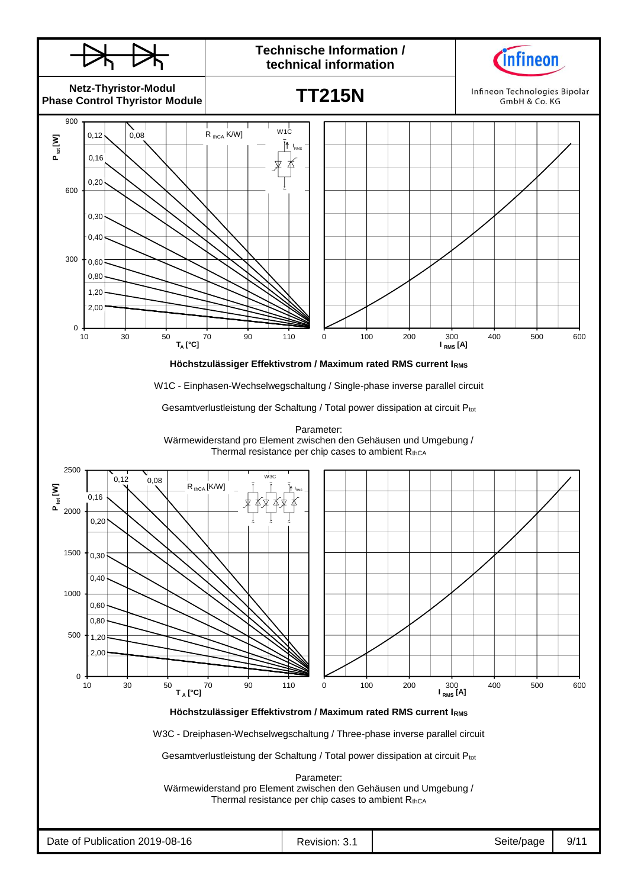# Technische Information / technical information

**Netz-Thyristor-Modul**
**Phase Control Thyristor Module**

# TT215N

Infineon Technologies Bipolar GmbH & Co. KG

**Höchstzulässiger Effektivstrom / Maximum rated RMS current $I_{RMS}$**

W1C - Einphasen-Wechselwegschaltung / Single-phase inverse parallel circuit

Gesamtverlustleistung der Schaltung / Total power dissipation at circuit $P_{tot}$

Parameter:
Wärmewiderstand pro Element zwischen den Gehäusen und Umgebung /
Thermal resistance per chip cases to ambient $R_{thCA}$

**Höchstzulässiger Effektivstrom / Maximum rated RMS current $I_{RMS}$**

W3C - Dreiphasen-Wechselwegschaltung / Three-phase inverse parallel circuit

Gesamtverlustleistung der Schaltung / Total power dissipation at circuit $P_{tot}$

Parameter:
Wärmewiderstand pro Element zwischen den Gehäusen und Umgebung /
Thermal resistance per chip cases to ambient $R_{thCA}$

Date of Publication 2019-08-16 | Revision: 3.1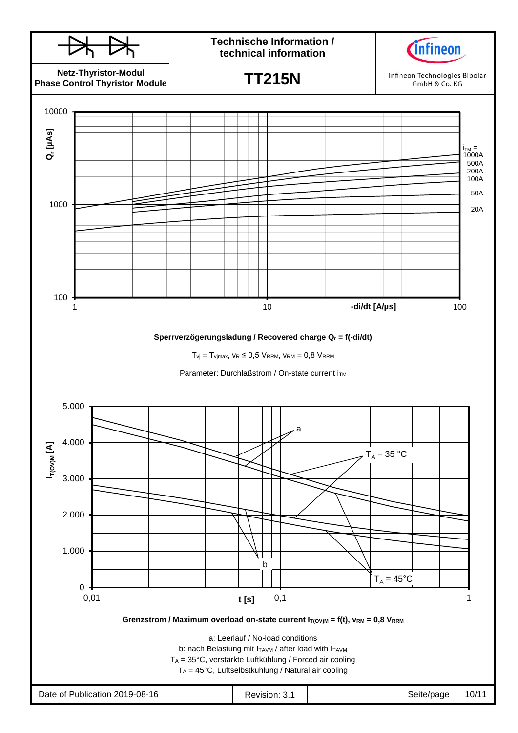Sperrverzögerungsladung / Recovered charge $Q_r = f(-di/dt)$

$T_{vj} = T_{vjmax}$, $v_R \leq 0{,}5\ V_{RRM}$, $v_{RM} = 0{,}8\ V_{RRM}$

Parameter: Durchlaßstrom / On-state current $i_{TM}$

Grenzstrom / Maximum overload on-state current $I_{T(OV)M} = f(t)$, $v_{RM} = 0{,}8\ V_{RRM}$

a: Leerlauf / No-load conditions

b: nach Belastung mit $I_{TAVM}$ / after load with $I_{TAVM}$

$T_A$ = 35°C, verstärkte Luftkühlung / Forced air cooling

$T_A$ = 45°C, Luftselbstkühlung / Natural air cooling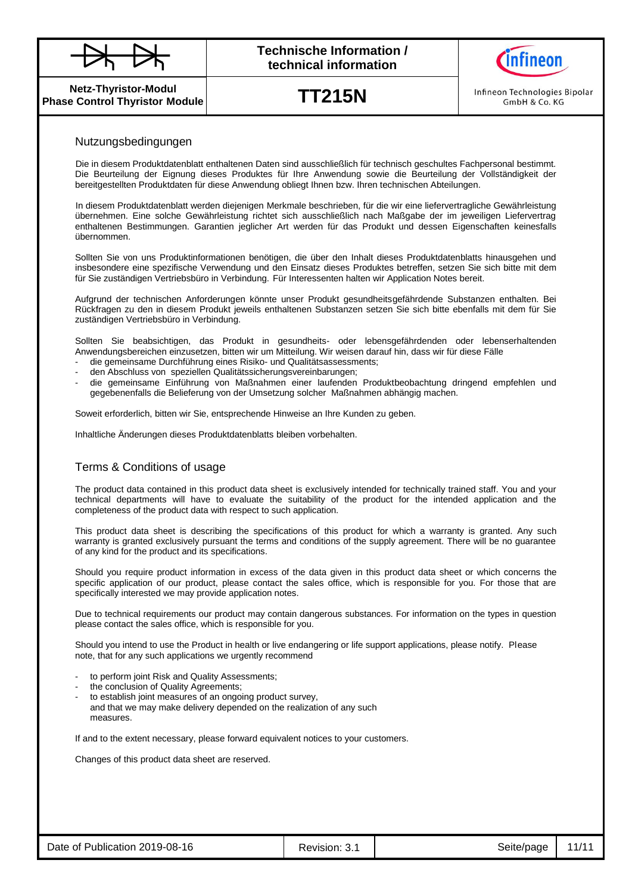## Nutzungsbedingungen

Die in diesem Produktdatenblatt enthaltenen Daten sind ausschließlich für technisch geschultes Fachpersonal bestimmt. Die Beurteilung der Eignung dieses Produktes für Ihre Anwendung sowie die Beurteilung der Vollständigkeit der bereitgestellten Produktdaten für diese Anwendung obliegt Ihnen bzw. Ihren technischen Abteilungen.

In diesem Produktdatenblatt werden diejenigen Merkmale beschrieben, für die wir eine liefervertragliche Gewährleistung übernehmen. Eine solche Gewährleistung richtet sich ausschließlich nach Maßgabe der im jeweiligen Liefervertrag enthaltenen Bestimmungen. Garantien jeglicher Art werden für das Produkt und dessen Eigenschaften keinesfalls übernommen.

Sollten Sie von uns Produktinformationen benötigen, die über den Inhalt dieses Produktdatenblatts hinausgehen und insbesondere eine spezifische Verwendung und den Einsatz dieses Produktes betreffen, setzen Sie sich bitte mit dem für Sie zuständigen Vertriebsbüro in Verbindung. Für Interessenten halten wir Application Notes bereit.

Aufgrund der technischen Anforderungen könnte unser Produkt gesundheitsgefährdende Substanzen enthalten. Bei Rückfragen zu den in diesem Produkt jeweils enthaltenen Substanzen setzen Sie sich bitte ebenfalls mit dem für Sie zuständigen Vertriebsbüro in Verbindung.

Sollten Sie beabsichtigen, das Produkt in gesundheits- oder lebensgefährdenden oder lebenserhaltenden Anwendungsbereichen einzusetzen, bitten wir um Mitteilung. Wir weisen darauf hin, dass wir für diese Fälle

- die gemeinsame Durchführung eines Risiko- und Qualitätsassessments;
- den Abschluss von speziellen Qualitätssicherungsvereinbarungen;
- die gemeinsame Einführung von Maßnahmen einer laufenden Produktbeobachtung dringend empfehlen und gegebenenfalls die Belieferung von der Umsetzung solcher Maßnahmen abhängig machen.

Soweit erforderlich, bitten wir Sie, entsprechende Hinweise an Ihre Kunden zu geben.

Inhaltliche Änderungen dieses Produktdatenblatts bleiben vorbehalten.

## Terms & Conditions of usage

The product data contained in this product data sheet is exclusively intended for technically trained staff. You and your technical departments will have to evaluate the suitability of the product for the intended application and the completeness of the product data with respect to such application.

This product data sheet is describing the specifications of this product for which a warranty is granted. Any such warranty is granted exclusively pursuant the terms and conditions of the supply agreement. There will be no guarantee of any kind for the product and its specifications.

Should you require product information in excess of the data given in this product data sheet or which concerns the specific application of our product, please contact the sales office, which is responsible for you. For those that are specifically interested we may provide application notes.

Due to technical requirements our product may contain dangerous substances. For information on the types in question please contact the sales office, which is responsible for you.

Should you intend to use the Product in health or live endangering or life support applications, please notify. Please note, that for any such applications we urgently recommend

- to perform joint Risk and Quality Assessments;
- the conclusion of Quality Agreements;
- to establish joint measures of an ongoing product survey, and that we may make delivery depended on the realization of any such measures.

If and to the extent necessary, please forward equivalent notices to your customers.

Changes of this product data sheet are reserved.